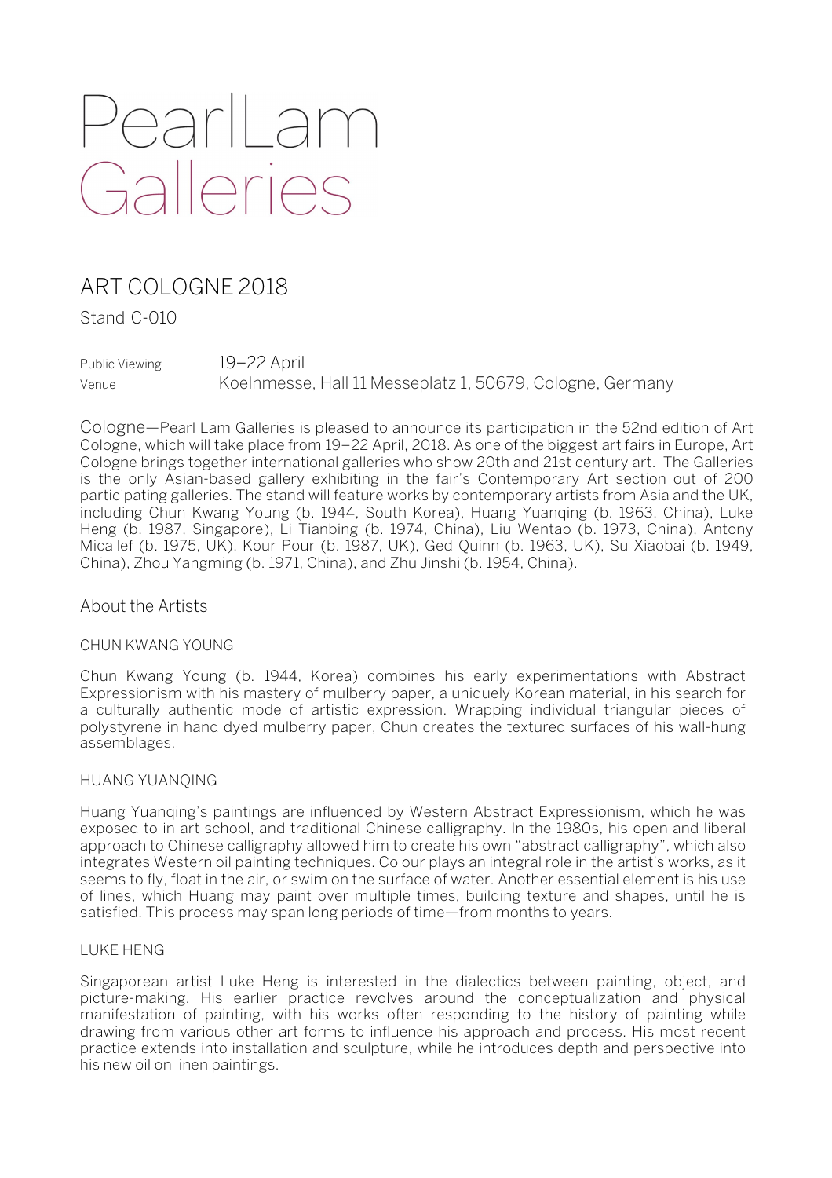# Pearl Lam Galleries

## ART COLOGNE 2018

Stand C-010

Public Viewing 19–22 April
Venue Koelnmesse, Hall 11 Messeplatz 1, 50679, Cologne, Germany

Cologne—Pearl Lam Galleries is pleased to announce its participation in the 52nd edition of Art Cologne, which will take place from 19–22 April, 2018. As one of the biggest art fairs in Europe, Art Cologne brings together international galleries who show 20th and 21st century art. The Galleries is the only Asian-based gallery exhibiting in the fair's Contemporary Art section out of 200 participating galleries. The stand will feature works by contemporary artists from Asia and the UK, including Chun Kwang Young (b. 1944, South Korea), Huang Yuanqing (b. 1963, China), Luke Heng (b. 1987, Singapore), Li Tianbing (b. 1974, China), Liu Wentao (b. 1973, China), Antony Micallef (b. 1975, UK), Kour Pour (b. 1987, UK), Ged Quinn (b. 1963, UK), Su Xiaobai (b. 1949, China), Zhou Yangming (b. 1971, China), and Zhu Jinshi (b. 1954, China).

### About the Artists

#### CHUN KWANG YOUNG

Chun Kwang Young (b. 1944, Korea) combines his early experimentations with Abstract Expressionism with his mastery of mulberry paper, a uniquely Korean material, in his search for a culturally authentic mode of artistic expression. Wrapping individual triangular pieces of polystyrene in hand dyed mulberry paper, Chun creates the textured surfaces of his wall-hung assemblages.

#### HUANG YUANQING

Huang Yuanqing's paintings are influenced by Western Abstract Expressionism, which he was exposed to in art school, and traditional Chinese calligraphy. In the 1980s, his open and liberal approach to Chinese calligraphy allowed him to create his own "abstract calligraphy", which also integrates Western oil painting techniques. Colour plays an integral role in the artist's works, as it seems to fly, float in the air, or swim on the surface of water. Another essential element is his use of lines, which Huang may paint over multiple times, building texture and shapes, until he is satisfied. This process may span long periods of time—from months to years.

#### LUKE HENG

Singaporean artist Luke Heng is interested in the dialectics between painting, object, and picture-making. His earlier practice revolves around the conceptualization and physical manifestation of painting, with his works often responding to the history of painting while drawing from various other art forms to influence his approach and process. His most recent practice extends into installation and sculpture, while he introduces depth and perspective into his new oil on linen paintings.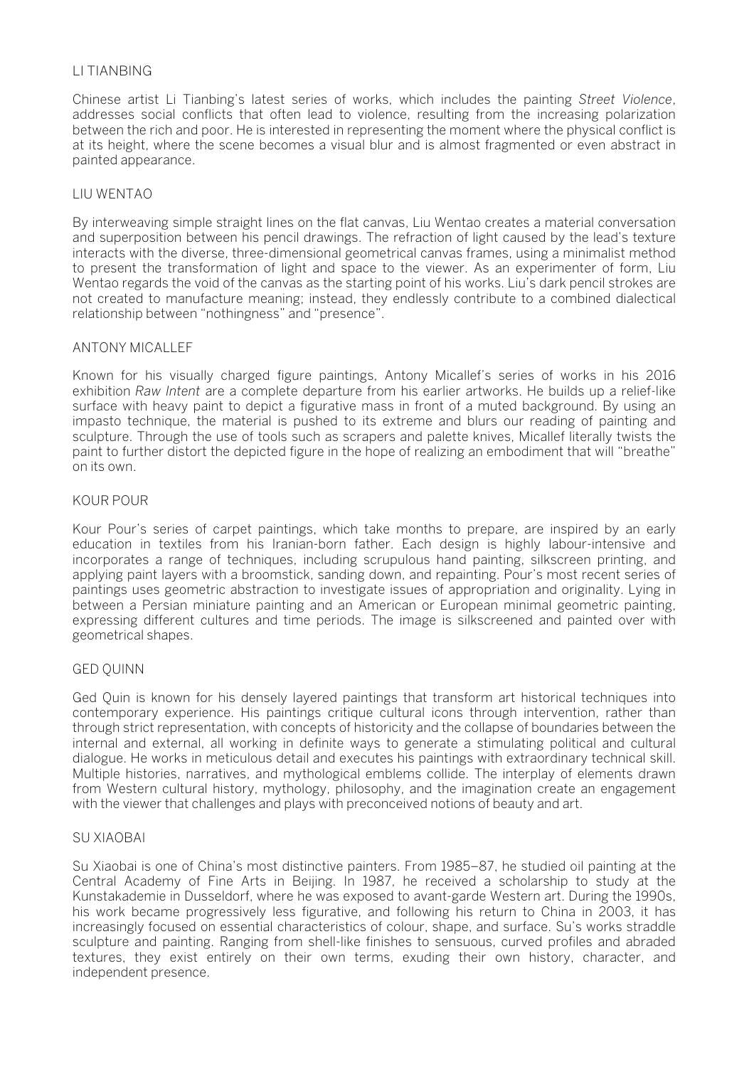## LI TIANBING

Chinese artist Li Tianbing's latest series of works, which includes the painting *Street Violence*, addresses social conflicts that often lead to violence, resulting from the increasing polarization between the rich and poor. He is interested in representing the moment where the physical conflict is at its height, where the scene becomes a visual blur and is almost fragmented or even abstract in painted appearance.

## LIU WENTAO

By interweaving simple straight lines on the flat canvas, Liu Wentao creates a material conversation and superposition between his pencil drawings. The refraction of light caused by the lead's texture interacts with the diverse, three-dimensional geometrical canvas frames, using a minimalist method to present the transformation of light and space to the viewer. As an experimenter of form, Liu Wentao regards the void of the canvas as the starting point of his works. Liu's dark pencil strokes are not created to manufacture meaning; instead, they endlessly contribute to a combined dialectical relationship between "nothingness" and "presence".

## ANTONY MICALLEF

Known for his visually charged figure paintings, Antony Micallef's series of works in his 2016 exhibition *Raw Intent* are a complete departure from his earlier artworks. He builds up a relief-like surface with heavy paint to depict a figurative mass in front of a muted background. By using an impasto technique, the material is pushed to its extreme and blurs our reading of painting and sculpture. Through the use of tools such as scrapers and palette knives, Micallef literally twists the paint to further distort the depicted figure in the hope of realizing an embodiment that will "breathe" on its own.

## KOUR POUR

Kour Pour's series of carpet paintings, which take months to prepare, are inspired by an early education in textiles from his Iranian-born father. Each design is highly labour-intensive and incorporates a range of techniques, including scrupulous hand painting, silkscreen printing, and applying paint layers with a broomstick, sanding down, and repainting. Pour's most recent series of paintings uses geometric abstraction to investigate issues of appropriation and originality. Lying in between a Persian miniature painting and an American or European minimal geometric painting, expressing different cultures and time periods. The image is silkscreened and painted over with geometrical shapes.

## GED QUINN

Ged Quin is known for his densely layered paintings that transform art historical techniques into contemporary experience. His paintings critique cultural icons through intervention, rather than through strict representation, with concepts of historicity and the collapse of boundaries between the internal and external, all working in definite ways to generate a stimulating political and cultural dialogue. He works in meticulous detail and executes his paintings with extraordinary technical skill. Multiple histories, narratives, and mythological emblems collide. The interplay of elements drawn from Western cultural history, mythology, philosophy, and the imagination create an engagement with the viewer that challenges and plays with preconceived notions of beauty and art.

## SU XIAOBAI

Su Xiaobai is one of China's most distinctive painters. From 1985–87, he studied oil painting at the Central Academy of Fine Arts in Beijing. In 1987, he received a scholarship to study at the Kunstakademie in Dusseldorf, where he was exposed to avant-garde Western art. During the 1990s, his work became progressively less figurative, and following his return to China in 2003, it has increasingly focused on essential characteristics of colour, shape, and surface. Su's works straddle sculpture and painting. Ranging from shell-like finishes to sensuous, curved profiles and abraded textures, they exist entirely on their own terms, exuding their own history, character, and independent presence.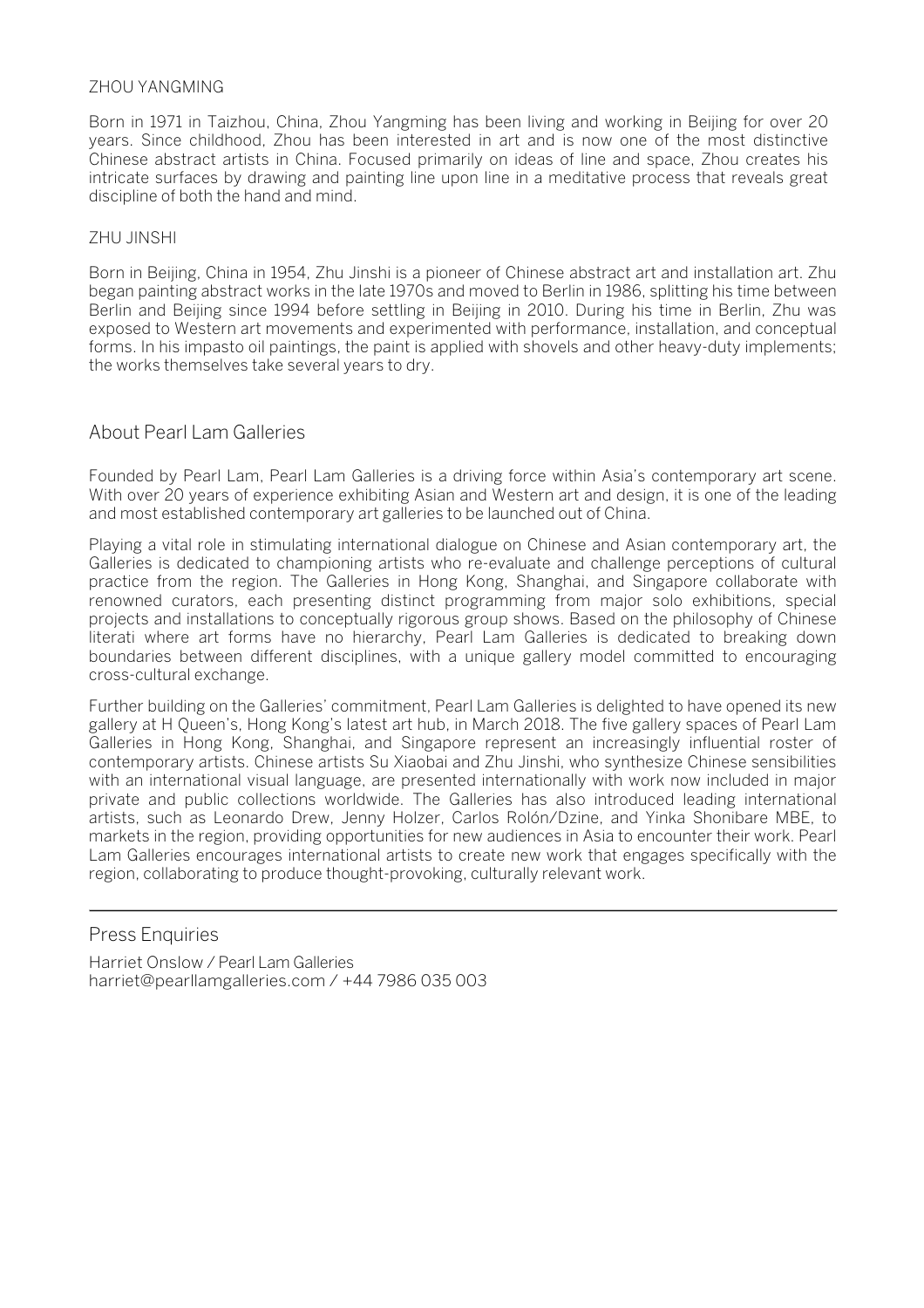### ZHOU YANGMING

Born in 1971 in Taizhou, China, Zhou Yangming has been living and working in Beijing for over 20 years. Since childhood, Zhou has been interested in art and is now one of the most distinctive Chinese abstract artists in China. Focused primarily on ideas of line and space, Zhou creates his intricate surfaces by drawing and painting line upon line in a meditative process that reveals great discipline of both the hand and mind.

### ZHU JINSHI

Born in Beijing, China in 1954, Zhu Jinshi is a pioneer of Chinese abstract art and installation art. Zhu began painting abstract works in the late 1970s and moved to Berlin in 1986, splitting his time between Berlin and Beijing since 1994 before settling in Beijing in 2010. During his time in Berlin, Zhu was exposed to Western art movements and experimented with performance, installation, and conceptual forms. In his impasto oil paintings, the paint is applied with shovels and other heavy-duty implements; the works themselves take several years to dry.

## About Pearl Lam Galleries

Founded by Pearl Lam, Pearl Lam Galleries is a driving force within Asia's contemporary art scene. With over 20 years of experience exhibiting Asian and Western art and design, it is one of the leading and most established contemporary art galleries to be launched out of China.

Playing a vital role in stimulating international dialogue on Chinese and Asian contemporary art, the Galleries is dedicated to championing artists who re-evaluate and challenge perceptions of cultural practice from the region. The Galleries in Hong Kong, Shanghai, and Singapore collaborate with renowned curators, each presenting distinct programming from major solo exhibitions, special projects and installations to conceptually rigorous group shows. Based on the philosophy of Chinese literati where art forms have no hierarchy, Pearl Lam Galleries is dedicated to breaking down boundaries between different disciplines, with a unique gallery model committed to encouraging cross-cultural exchange.

Further building on the Galleries' commitment, Pearl Lam Galleries is delighted to have opened its new gallery at H Queen's, Hong Kong's latest art hub, in March 2018. The five gallery spaces of Pearl Lam Galleries in Hong Kong, Shanghai, and Singapore represent an increasingly influential roster of contemporary artists. Chinese artists Su Xiaobai and Zhu Jinshi, who synthesize Chinese sensibilities with an international visual language, are presented internationally with work now included in major private and public collections worldwide. The Galleries has also introduced leading international artists, such as Leonardo Drew, Jenny Holzer, Carlos Rolón/Dzine, and Yinka Shonibare MBE, to markets in the region, providing opportunities for new audiences in Asia to encounter their work. Pearl Lam Galleries encourages international artists to create new work that engages specifically with the region, collaborating to produce thought-provoking, culturally relevant work.

---

## Press Enquiries

Harriet Onslow / Pearl Lam Galleries
harriet@pearllamgalleries.com / +44 7986 035 003